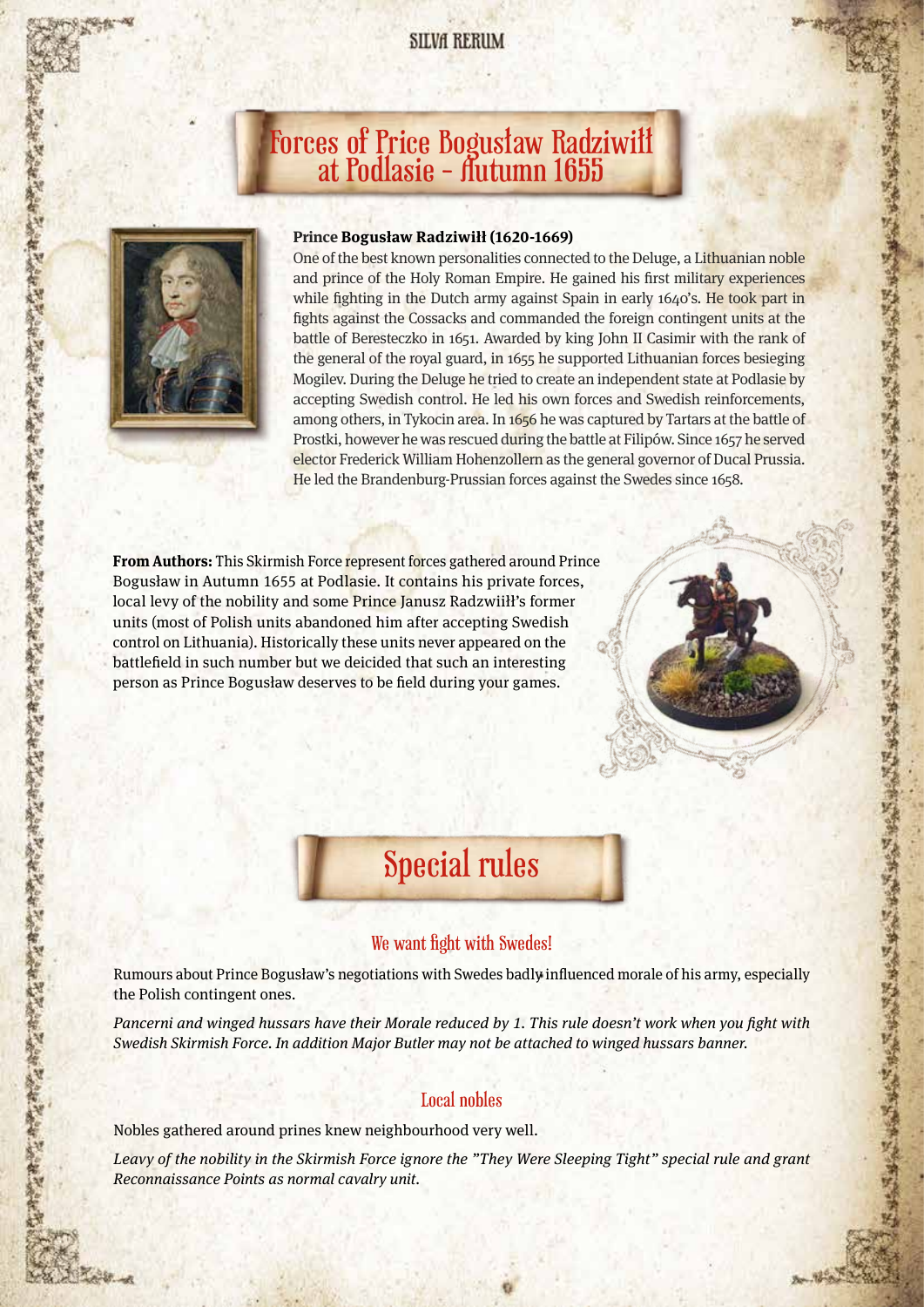# Forces of Price Bogusław Radziwiłł at Podlasie - Autumn 1655

**Prince Bogusław Radziwiłł (1620-1669)**

One of the best known personalities connected to the Deluge, a Lithuanian noble and prince of the Holy Roman Empire. He gained his first military experiences while fighting in the Dutch army against Spain in early 1640's. He took part in fights against the Cossacks and commanded the foreign contingent units at the battle of Beresteczko in 1651. Awarded by king John II Casimir with the rank of the general of the royal guard, in 1655 he supported Lithuanian forces besieging Mogilev. During the Deluge he tried to create an independent state at Podlasie by accepting Swedish control. He led his own forces and Swedish reinforcements, among others, in Tykocin area. In 1656 he was captured by Tartars at the battle of Prostki, however he was rescued during the battle at Filipów. Since 1657 he served elector Frederick William Hohenzollern as the general governor of Ducal Prussia. He led the Brandenburg-Prussian forces against the Swedes since 1658.

**From Authors:** This Skirmish Force represent forces gathered around Prince Bogusław in Autumn 1655 at Podlasie. It contains his private forces, local levy of the nobility and some Prince Janusz Radzwiiłł's former units (most of Polish units abandoned him after accepting Swedish control on Lithuania). Historically these units never appeared on the battlefield in such number but we deicided that such an interesting person as Prince Bogusław deserves to be field during your games.

# Special rules

## We want fight with Swedes!

Rumours about Prince Bogusław's negotiations with Swedes badly influenced morale of his army, especially the Polish contingent ones.

*Pancerni and winged hussars have their Morale reduced by 1. This rule doesn't work when you fight with Swedish Skirmish Force. In addition Major Butler may not be attached to winged hussars banner.*

## Local nobles

Nobles gathered around prines knew neighbourhood very well.

*Leavy of the nobility in the Skirmish Force ignore the "They Were Sleeping Tight" special rule and grant Reconnaissance Points as normal cavalry unit.*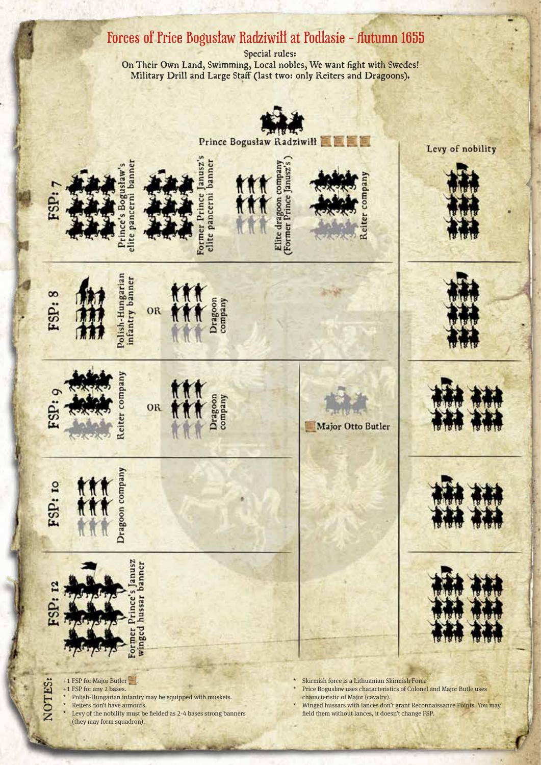# Forces of Price Bogusław Radziwiłł at Podlasie - Autumn 1655

Special rules:
On Their Own Land, Swimming, Local nobles, We want fight with Swedes!
Military Drill and Large Staff (last two: only Reiters and Dragoons).

Prince Bogusław Radziwiłł

Levy of nobility

FSP: 7

Prince's Bogusław's elite pancerni banner

Former Prince Janusz's elite pancerni banner

Elite dragoon company (Former Prince Janusz's)

Reiter company

FSP: 8

Polish-Hungarian infantry banner

OR

Dragoon company

FSP: 9

Reiter company

OR

Dragoon company

Major Otto Butler

FSP: 10

Dragoon company

FSP: 12

Former Prince's Janusz winged hussar banner

NOTES:

+1 FSP for Major Butler.
+1 FSP for any 2 bases.

* Polish-Hungarian infantry may be equipped with muskets.
* Reiters don't have armours.
* Levy of the nobility must be fielded as 2-4 bases strong banners (they may form squadron).
* Skirmish force is a Lithuanian Skirmish Force
* Price Bogusław uses characteristics of Colonel and Major Butle uses characteristic of Major (cavalry).
* Winged hussars with lances don't grant Reconnaissance Points. You may field them without lances, it doesn't change FSP.